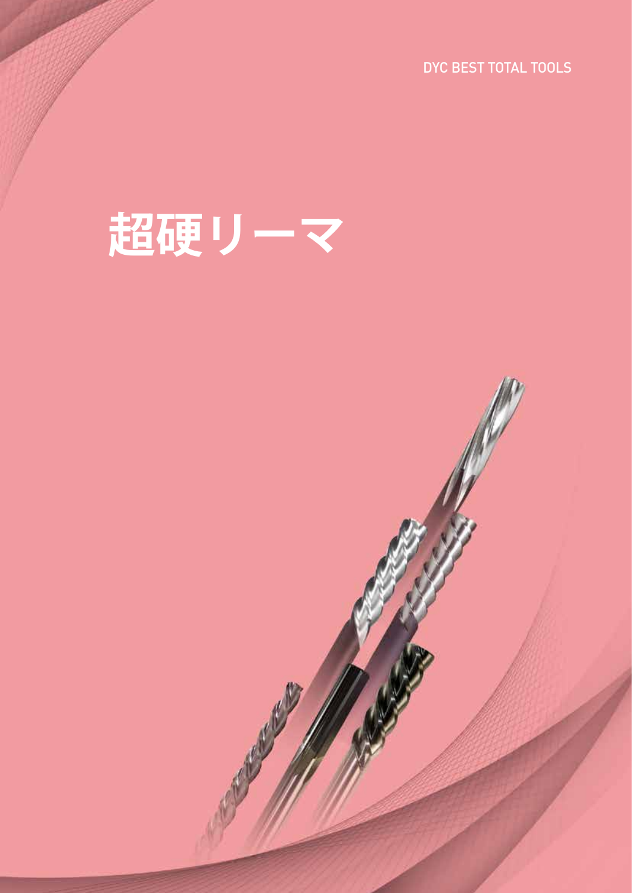DYC BEST TOTAL TOOLS

# 超硬リーマ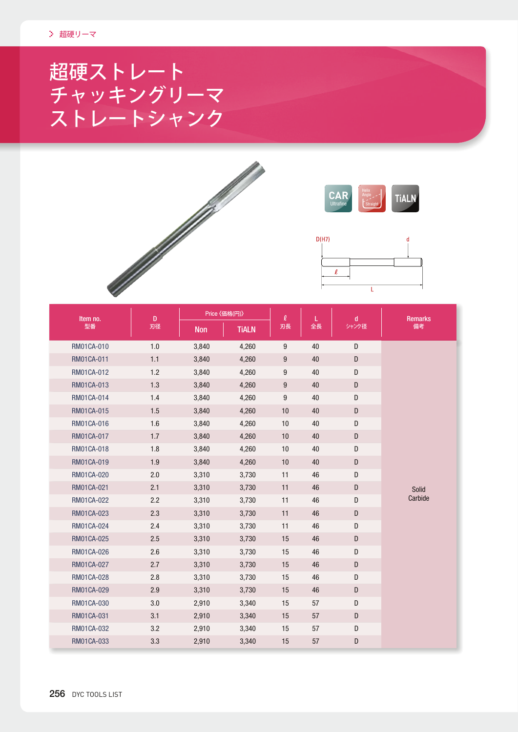> 超硬リーマ

# 超硬ストレート
# チャッキングリーマ
# ストレートシャンク

CAR Ultrafine | Helix Angle Straight | TiALN

D(H7) d ℓ L

| Item no.<br>型番 | D<br>刃径 | Price〈価格(円)〉 | | ℓ<br>刃長 | L<br>全長 | d<br>シャンク径 | Remarks<br>備考 |
|---|---|---|---|---|---|---|---|
| | | Non | TiALN | | | | |
| RM01CA-010 | 1.0 | 3,840 | 4,260 | 9 | 40 | D | Solid Carbide |
| RM01CA-011 | 1.1 | 3,840 | 4,260 | 9 | 40 | D | |
| RM01CA-012 | 1.2 | 3,840 | 4,260 | 9 | 40 | D | |
| RM01CA-013 | 1.3 | 3,840 | 4,260 | 9 | 40 | D | |
| RM01CA-014 | 1.4 | 3,840 | 4,260 | 9 | 40 | D | |
| RM01CA-015 | 1.5 | 3,840 | 4,260 | 10 | 40 | D | |
| RM01CA-016 | 1.6 | 3,840 | 4,260 | 10 | 40 | D | |
| RM01CA-017 | 1.7 | 3,840 | 4,260 | 10 | 40 | D | |
| RM01CA-018 | 1.8 | 3,840 | 4,260 | 10 | 40 | D | |
| RM01CA-019 | 1.9 | 3,840 | 4,260 | 10 | 40 | D | |
| RM01CA-020 | 2.0 | 3,310 | 3,730 | 11 | 46 | D | |
| RM01CA-021 | 2.1 | 3,310 | 3,730 | 11 | 46 | D | |
| RM01CA-022 | 2.2 | 3,310 | 3,730 | 11 | 46 | D | |
| RM01CA-023 | 2.3 | 3,310 | 3,730 | 11 | 46 | D | |
| RM01CA-024 | 2.4 | 3,310 | 3,730 | 11 | 46 | D | |
| RM01CA-025 | 2.5 | 3,310 | 3,730 | 15 | 46 | D | |
| RM01CA-026 | 2.6 | 3,310 | 3,730 | 15 | 46 | D | |
| RM01CA-027 | 2.7 | 3,310 | 3,730 | 15 | 46 | D | |
| RM01CA-028 | 2.8 | 3,310 | 3,730 | 15 | 46 | D | |
| RM01CA-029 | 2.9 | 3,310 | 3,730 | 15 | 46 | D | |
| RM01CA-030 | 3.0 | 2,910 | 3,340 | 15 | 57 | D | |
| RM01CA-031 | 3.1 | 2,910 | 3,340 | 15 | 57 | D | |
| RM01CA-032 | 3.2 | 2,910 | 3,340 | 15 | 57 | D | |
| RM01CA-033 | 3.3 | 2,910 | 3,340 | 15 | 57 | D | |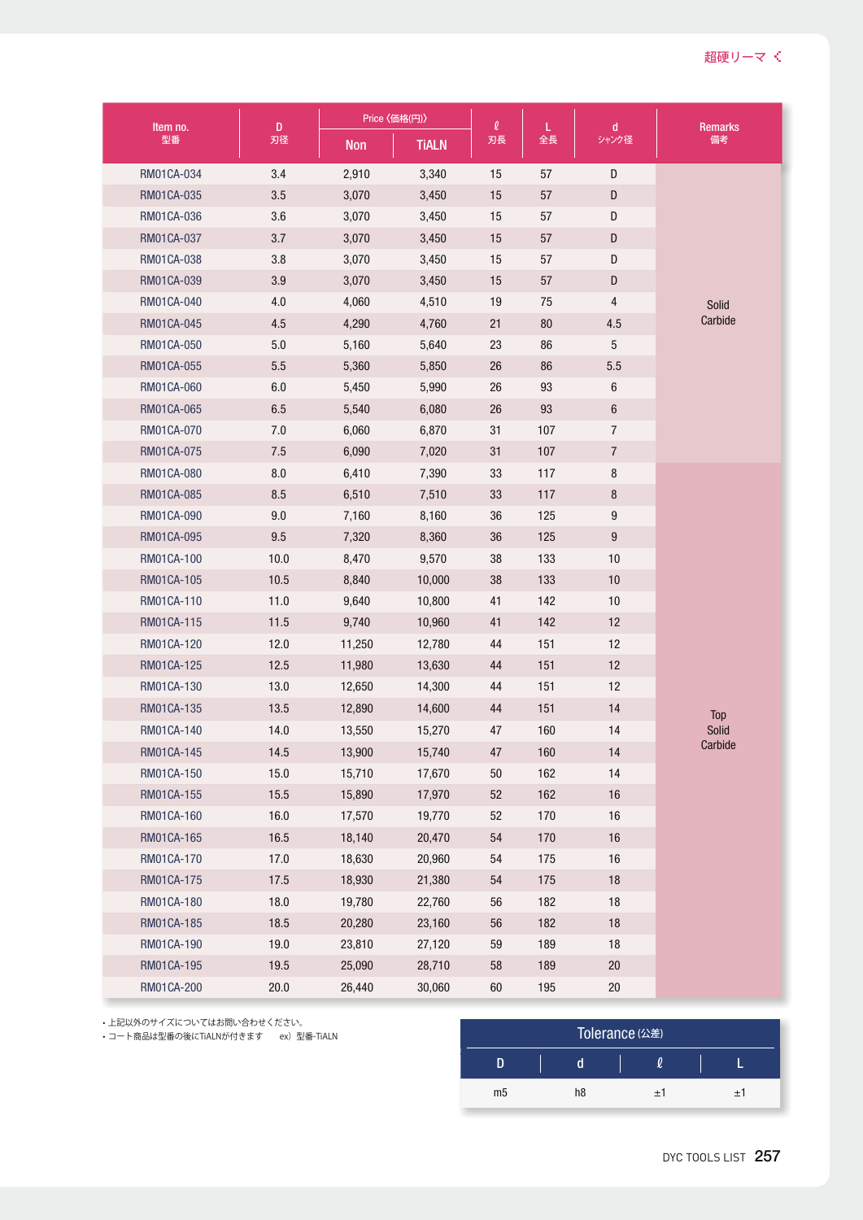| Item no. 型番 | D 刃径 | Price《価格(円)》 | | ℓ 刃長 | L 全長 | d シャンク径 | Remarks 備考 |
|---|---|---|---|---|---|---|---|
| | | Non | TiALN | | | | |
| RM01CA-034 | 3.4 | 2,910 | 3,340 | 15 | 57 | D | Solid Carbide |
| RM01CA-035 | 3.5 | 3,070 | 3,450 | 15 | 57 | D | |
| RM01CA-036 | 3.6 | 3,070 | 3,450 | 15 | 57 | D | |
| RM01CA-037 | 3.7 | 3,070 | 3,450 | 15 | 57 | D | |
| RM01CA-038 | 3.8 | 3,070 | 3,450 | 15 | 57 | D | |
| RM01CA-039 | 3.9 | 3,070 | 3,450 | 15 | 57 | D | |
| RM01CA-040 | 4.0 | 4,060 | 4,510 | 19 | 75 | 4 | |
| RM01CA-045 | 4.5 | 4,290 | 4,760 | 21 | 80 | 4.5 | |
| RM01CA-050 | 5.0 | 5,160 | 5,640 | 23 | 86 | 5 | |
| RM01CA-055 | 5.5 | 5,360 | 5,850 | 26 | 86 | 5.5 | |
| RM01CA-060 | 6.0 | 5,450 | 5,990 | 26 | 93 | 6 | |
| RM01CA-065 | 6.5 | 5,540 | 6,080 | 26 | 93 | 6 | |
| RM01CA-070 | 7.0 | 6,060 | 6,870 | 31 | 107 | 7 | |
| RM01CA-075 | 7.5 | 6,090 | 7,020 | 31 | 107 | 7 | |
| RM01CA-080 | 8.0 | 6,410 | 7,390 | 33 | 117 | 8 | Top Solid Carbide |
| RM01CA-085 | 8.5 | 6,510 | 7,510 | 33 | 117 | 8 | |
| RM01CA-090 | 9.0 | 7,160 | 8,160 | 36 | 125 | 9 | |
| RM01CA-095 | 9.5 | 7,320 | 8,360 | 36 | 125 | 9 | |
| RM01CA-100 | 10.0 | 8,470 | 9,570 | 38 | 133 | 10 | |
| RM01CA-105 | 10.5 | 8,840 | 10,000 | 38 | 133 | 10 | |
| RM01CA-110 | 11.0 | 9,640 | 10,800 | 41 | 142 | 10 | |
| RM01CA-115 | 11.5 | 9,740 | 10,960 | 41 | 142 | 12 | |
| RM01CA-120 | 12.0 | 11,250 | 12,780 | 44 | 151 | 12 | |
| RM01CA-125 | 12.5 | 11,980 | 13,630 | 44 | 151 | 12 | |
| RM01CA-130 | 13.0 | 12,650 | 14,300 | 44 | 151 | 12 | |
| RM01CA-135 | 13.5 | 12,890 | 14,600 | 44 | 151 | 14 | |
| RM01CA-140 | 14.0 | 13,550 | 15,270 | 47 | 160 | 14 | |
| RM01CA-145 | 14.5 | 13,900 | 15,740 | 47 | 160 | 14 | |
| RM01CA-150 | 15.0 | 15,710 | 17,670 | 50 | 162 | 14 | |
| RM01CA-155 | 15.5 | 15,890 | 17,970 | 52 | 162 | 16 | |
| RM01CA-160 | 16.0 | 17,570 | 19,770 | 52 | 170 | 16 | |
| RM01CA-165 | 16.5 | 18,140 | 20,470 | 54 | 170 | 16 | |
| RM01CA-170 | 17.0 | 18,630 | 20,960 | 54 | 175 | 16 | |
| RM01CA-175 | 17.5 | 18,930 | 21,380 | 54 | 175 | 18 | |
| RM01CA-180 | 18.0 | 19,780 | 22,760 | 56 | 182 | 18 | |
| RM01CA-185 | 18.5 | 20,280 | 23,160 | 56 | 182 | 18 | |
| RM01CA-190 | 19.0 | 23,810 | 27,120 | 59 | 189 | 18 | |
| RM01CA-195 | 19.5 | 25,090 | 28,710 | 58 | 189 | 20 | |
| RM01CA-200 | 20.0 | 26,440 | 30,060 | 60 | 195 | 20 | |

・上記以外のサイズについてはお問い合わせください。
・コート商品は型番の後にTiALNが付きます　ex）型番-TiALN

**Tolerance (公差)**

| D | d | ℓ | L |
|---|---|---|---|
| m5 | h8 | ±1 | ±1 |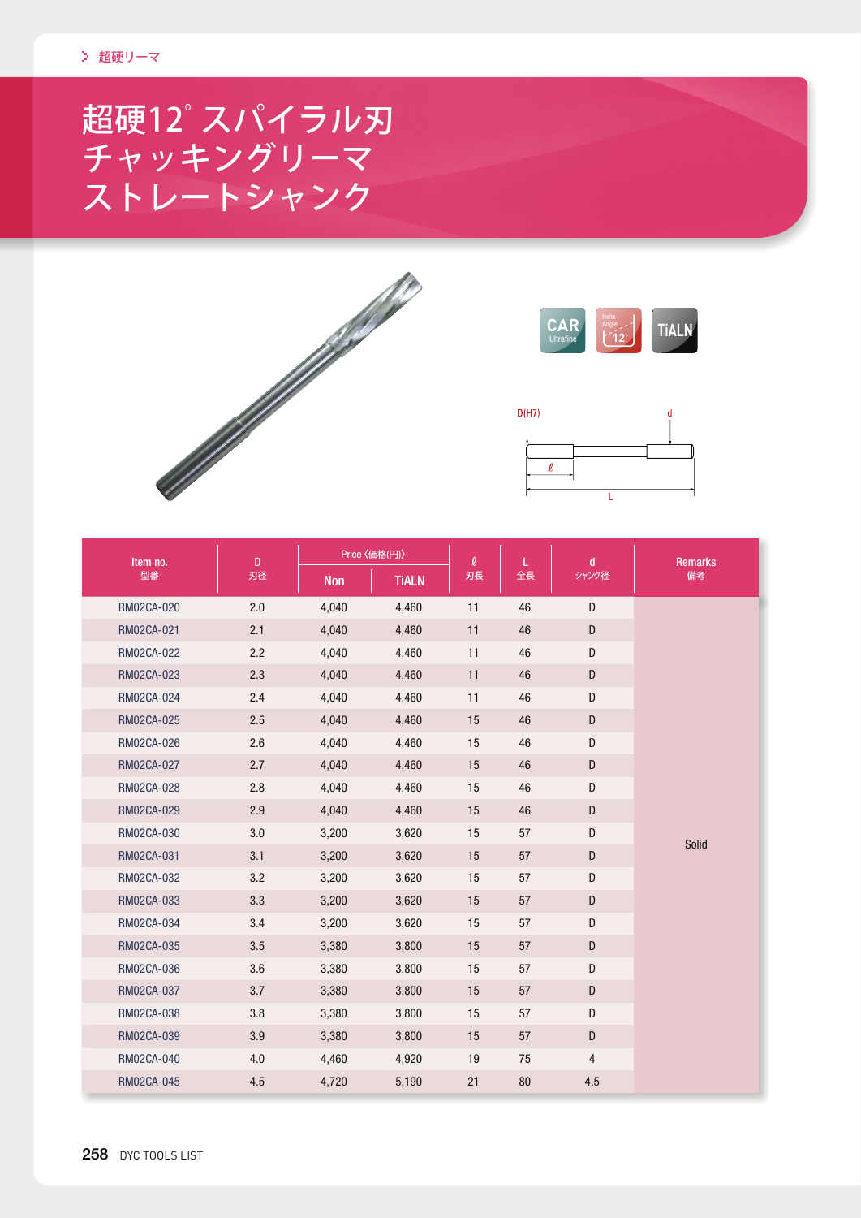> 超硬リーマ

# 超硬12° スパイラル刃 チャッキングリーマ ストレートシャンク

CAR Ultrafine　Helix Angle 12°　TiALN

D(H7)　d　ℓ　L

| Item no. 型番 | D 刃径 | Price《価格(円)》 | | ℓ 刃長 | L 全長 | d シャンク径 | Remarks 備考 |
|---|---|---|---|---|---|---|---|
| | | Non | TiALN | | | | |
| RM02CA-020 | 2.0 | 4,040 | 4,460 | 11 | 46 | D | Solid |
| RM02CA-021 | 2.1 | 4,040 | 4,460 | 11 | 46 | D | |
| RM02CA-022 | 2.2 | 4,040 | 4,460 | 11 | 46 | D | |
| RM02CA-023 | 2.3 | 4,040 | 4,460 | 11 | 46 | D | |
| RM02CA-024 | 2.4 | 4,040 | 4,460 | 11 | 46 | D | |
| RM02CA-025 | 2.5 | 4,040 | 4,460 | 15 | 46 | D | |
| RM02CA-026 | 2.6 | 4,040 | 4,460 | 15 | 46 | D | |
| RM02CA-027 | 2.7 | 4,040 | 4,460 | 15 | 46 | D | |
| RM02CA-028 | 2.8 | 4,040 | 4,460 | 15 | 46 | D | |
| RM02CA-029 | 2.9 | 4,040 | 4,460 | 15 | 46 | D | |
| RM02CA-030 | 3.0 | 3,200 | 3,620 | 15 | 57 | D | |
| RM02CA-031 | 3.1 | 3,200 | 3,620 | 15 | 57 | D | |
| RM02CA-032 | 3.2 | 3,200 | 3,620 | 15 | 57 | D | |
| RM02CA-033 | 3.3 | 3,200 | 3,620 | 15 | 57 | D | |
| RM02CA-034 | 3.4 | 3,200 | 3,620 | 15 | 57 | D | |
| RM02CA-035 | 3.5 | 3,380 | 3,800 | 15 | 57 | D | |
| RM02CA-036 | 3.6 | 3,380 | 3,800 | 15 | 57 | D | |
| RM02CA-037 | 3.7 | 3,380 | 3,800 | 15 | 57 | D | |
| RM02CA-038 | 3.8 | 3,380 | 3,800 | 15 | 57 | D | |
| RM02CA-039 | 3.9 | 3,380 | 3,800 | 15 | 57 | D | |
| RM02CA-040 | 4.0 | 4,460 | 4,920 | 19 | 75 | 4 | |
| RM02CA-045 | 4.5 | 4,720 | 5,190 | 21 | 80 | 4.5 | |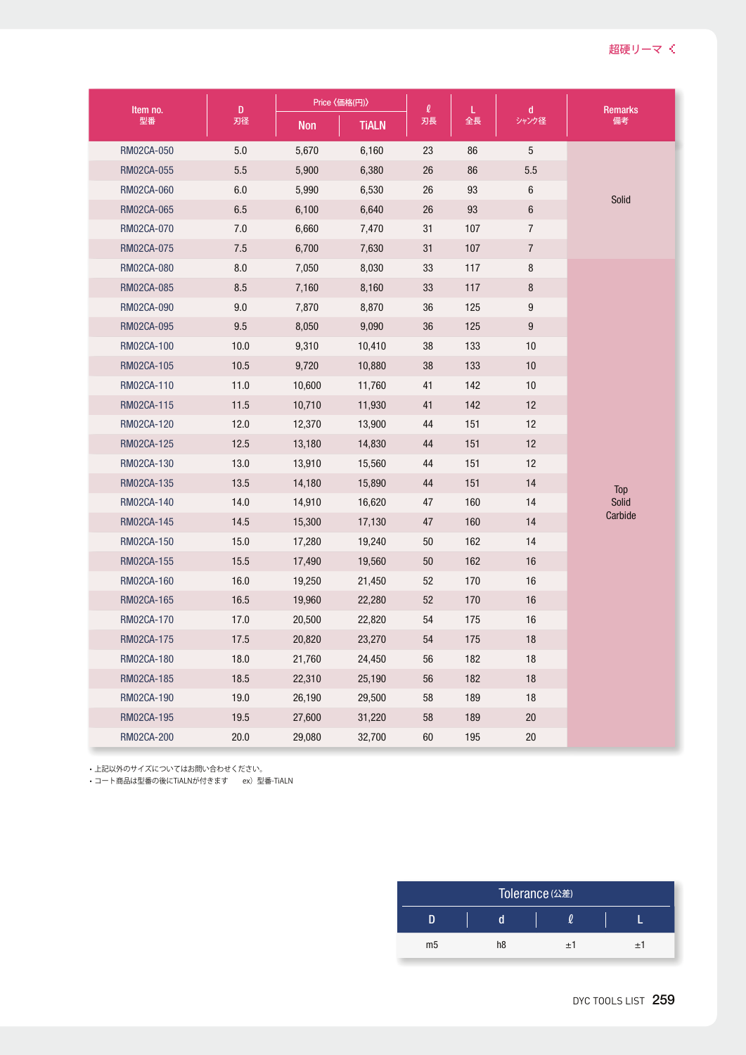超硬リーマ

| Item no. 型番 | D 刃径 | Price《価格(円)》 | | ℓ 刃長 | L 全長 | d シャンク径 | Remarks 備考 |
|---|---|---|---|---|---|---|---|
| | | Non | TiALN | | | | |
| RM02CA-050 | 5.0 | 5,670 | 6,160 | 23 | 86 | 5 | Solid |
| RM02CA-055 | 5.5 | 5,900 | 6,380 | 26 | 86 | 5.5 | Solid |
| RM02CA-060 | 6.0 | 5,990 | 6,530 | 26 | 93 | 6 | Solid |
| RM02CA-065 | 6.5 | 6,100 | 6,640 | 26 | 93 | 6 | Solid |
| RM02CA-070 | 7.0 | 6,660 | 7,470 | 31 | 107 | 7 | Solid |
| RM02CA-075 | 7.5 | 6,700 | 7,630 | 31 | 107 | 7 | Solid |
| RM02CA-080 | 8.0 | 7,050 | 8,030 | 33 | 117 | 8 | Top Solid Carbide |
| RM02CA-085 | 8.5 | 7,160 | 8,160 | 33 | 117 | 8 | Top Solid Carbide |
| RM02CA-090 | 9.0 | 7,870 | 8,870 | 36 | 125 | 9 | Top Solid Carbide |
| RM02CA-095 | 9.5 | 8,050 | 9,090 | 36 | 125 | 9 | Top Solid Carbide |
| RM02CA-100 | 10.0 | 9,310 | 10,410 | 38 | 133 | 10 | Top Solid Carbide |
| RM02CA-105 | 10.5 | 9,720 | 10,880 | 38 | 133 | 10 | Top Solid Carbide |
| RM02CA-110 | 11.0 | 10,600 | 11,760 | 41 | 142 | 10 | Top Solid Carbide |
| RM02CA-115 | 11.5 | 10,710 | 11,930 | 41 | 142 | 12 | Top Solid Carbide |
| RM02CA-120 | 12.0 | 12,370 | 13,900 | 44 | 151 | 12 | Top Solid Carbide |
| RM02CA-125 | 12.5 | 13,180 | 14,830 | 44 | 151 | 12 | Top Solid Carbide |
| RM02CA-130 | 13.0 | 13,910 | 15,560 | 44 | 151 | 12 | Top Solid Carbide |
| RM02CA-135 | 13.5 | 14,180 | 15,890 | 44 | 151 | 14 | Top Solid Carbide |
| RM02CA-140 | 14.0 | 14,910 | 16,620 | 47 | 160 | 14 | Top Solid Carbide |
| RM02CA-145 | 14.5 | 15,300 | 17,130 | 47 | 160 | 14 | Top Solid Carbide |
| RM02CA-150 | 15.0 | 17,280 | 19,240 | 50 | 162 | 14 | Top Solid Carbide |
| RM02CA-155 | 15.5 | 17,490 | 19,560 | 50 | 162 | 16 | Top Solid Carbide |
| RM02CA-160 | 16.0 | 19,250 | 21,450 | 52 | 170 | 16 | Top Solid Carbide |
| RM02CA-165 | 16.5 | 19,960 | 22,280 | 52 | 170 | 16 | Top Solid Carbide |
| RM02CA-170 | 17.0 | 20,500 | 22,820 | 54 | 175 | 16 | Top Solid Carbide |
| RM02CA-175 | 17.5 | 20,820 | 23,270 | 54 | 175 | 18 | Top Solid Carbide |
| RM02CA-180 | 18.0 | 21,760 | 24,450 | 56 | 182 | 18 | Top Solid Carbide |
| RM02CA-185 | 18.5 | 22,310 | 25,190 | 56 | 182 | 18 | Top Solid Carbide |
| RM02CA-190 | 19.0 | 26,190 | 29,500 | 58 | 189 | 18 | Top Solid Carbide |
| RM02CA-195 | 19.5 | 27,600 | 31,220 | 58 | 189 | 20 | Top Solid Carbide |
| RM02CA-200 | 20.0 | 29,080 | 32,700 | 60 | 195 | 20 | Top Solid Carbide |

- 上記以外のサイズについてはお問い合わせください。
- コート商品は型番の後にTiALNが付きます　ex）型番-TiALN

| Tolerance（公差） | | | |
|---|---|---|---|
| D | d | ℓ | L |
| m5 | h8 | ±1 | ±1 |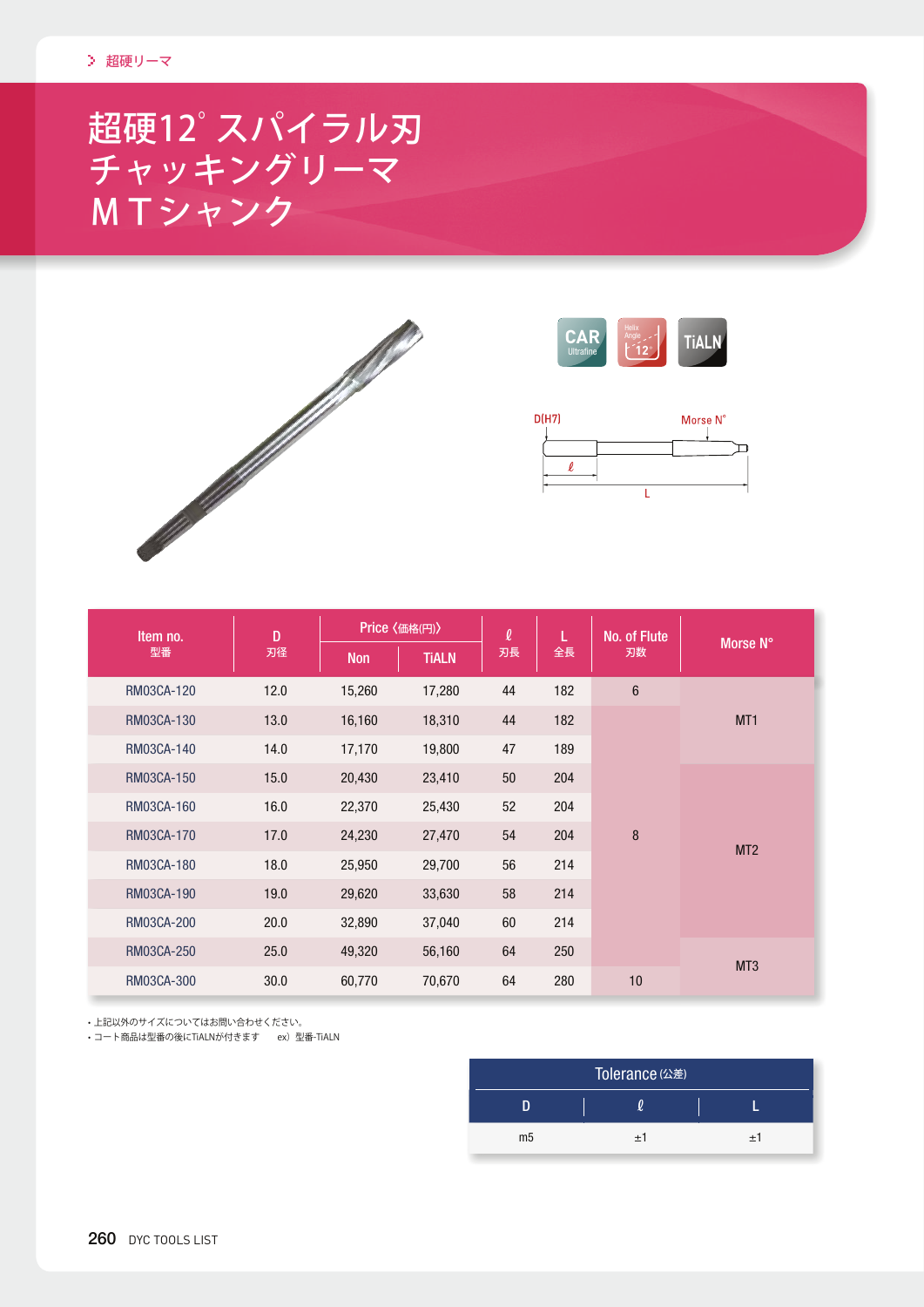超硬リーマ

# 超硬12°スパイラル刃チャッキングリーマ MTシャンク

CAR Ultrafine / Helix Angle 12° / TiALN

D(H7)　Morse N°　ℓ　L

| Item no. 型番 | D 刃径 | Price〈価格(円)〉 | | ℓ 刃長 | L 全長 | No. of Flute 刃数 | Morse N° |
|---|---|---|---|---|---|---|---|
| | | Non | TiALN | | | | |
| RM03CA-120 | 12.0 | 15,260 | 17,280 | 44 | 182 | 6 | MT1 |
| RM03CA-130 | 13.0 | 16,160 | 18,310 | 44 | 182 | 8 | MT1 |
| RM03CA-140 | 14.0 | 17,170 | 19,800 | 47 | 189 | 8 | MT1 |
| RM03CA-150 | 15.0 | 20,430 | 23,410 | 50 | 204 | 8 | MT2 |
| RM03CA-160 | 16.0 | 22,370 | 25,430 | 52 | 204 | 8 | MT2 |
| RM03CA-170 | 17.0 | 24,230 | 27,470 | 54 | 204 | 8 | MT2 |
| RM03CA-180 | 18.0 | 25,950 | 29,700 | 56 | 214 | 8 | MT2 |
| RM03CA-190 | 19.0 | 29,620 | 33,630 | 58 | 214 | 8 | MT2 |
| RM03CA-200 | 20.0 | 32,890 | 37,040 | 60 | 214 | 8 | MT2 |
| RM03CA-250 | 25.0 | 49,320 | 56,160 | 64 | 250 | 8 | MT3 |
| RM03CA-300 | 30.0 | 60,770 | 70,670 | 64 | 280 | 10 | MT3 |

- 上記以外のサイズについてはお問い合わせください。
- コート商品は型番の後にTiALNが付きます　ex）型番-TiALN

| Tolerance (公差) | | |
|---|---|---|
| D | ℓ | L |
| m5 | ±1 | ±1 |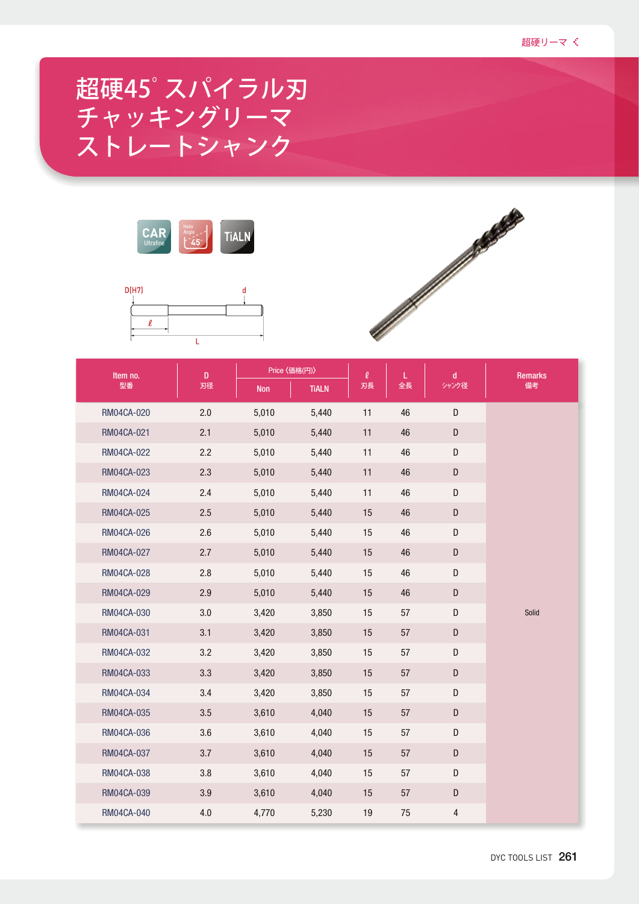# 超硬45°スパイラル刃 チャッキングリーマ ストレートシャンク

CAR Ultrafine　Helix Angle 45°　TiALN

D(H7)　d　ℓ　L

| Item no. 型番 | D 刃径 | Price〈価格(円)〉 | | ℓ 刃長 | L 全長 | d シャンク径 | Remarks 備考 |
|---|---|---|---|---|---|---|---|
| | | Non | TiALN | | | | |
| RM04CA-020 | 2.0 | 5,010 | 5,440 | 11 | 46 | D | Solid |
| RM04CA-021 | 2.1 | 5,010 | 5,440 | 11 | 46 | D | |
| RM04CA-022 | 2.2 | 5,010 | 5,440 | 11 | 46 | D | |
| RM04CA-023 | 2.3 | 5,010 | 5,440 | 11 | 46 | D | |
| RM04CA-024 | 2.4 | 5,010 | 5,440 | 11 | 46 | D | |
| RM04CA-025 | 2.5 | 5,010 | 5,440 | 15 | 46 | D | |
| RM04CA-026 | 2.6 | 5,010 | 5,440 | 15 | 46 | D | |
| RM04CA-027 | 2.7 | 5,010 | 5,440 | 15 | 46 | D | |
| RM04CA-028 | 2.8 | 5,010 | 5,440 | 15 | 46 | D | |
| RM04CA-029 | 2.9 | 5,010 | 5,440 | 15 | 46 | D | |
| RM04CA-030 | 3.0 | 3,420 | 3,850 | 15 | 57 | D | |
| RM04CA-031 | 3.1 | 3,420 | 3,850 | 15 | 57 | D | |
| RM04CA-032 | 3.2 | 3,420 | 3,850 | 15 | 57 | D | |
| RM04CA-033 | 3.3 | 3,420 | 3,850 | 15 | 57 | D | |
| RM04CA-034 | 3.4 | 3,420 | 3,850 | 15 | 57 | D | |
| RM04CA-035 | 3.5 | 3,610 | 4,040 | 15 | 57 | D | |
| RM04CA-036 | 3.6 | 3,610 | 4,040 | 15 | 57 | D | |
| RM04CA-037 | 3.7 | 3,610 | 4,040 | 15 | 57 | D | |
| RM04CA-038 | 3.8 | 3,610 | 4,040 | 15 | 57 | D | |
| RM04CA-039 | 3.9 | 3,610 | 4,040 | 15 | 57 | D | |
| RM04CA-040 | 4.0 | 4,770 | 5,230 | 19 | 75 | 4 | |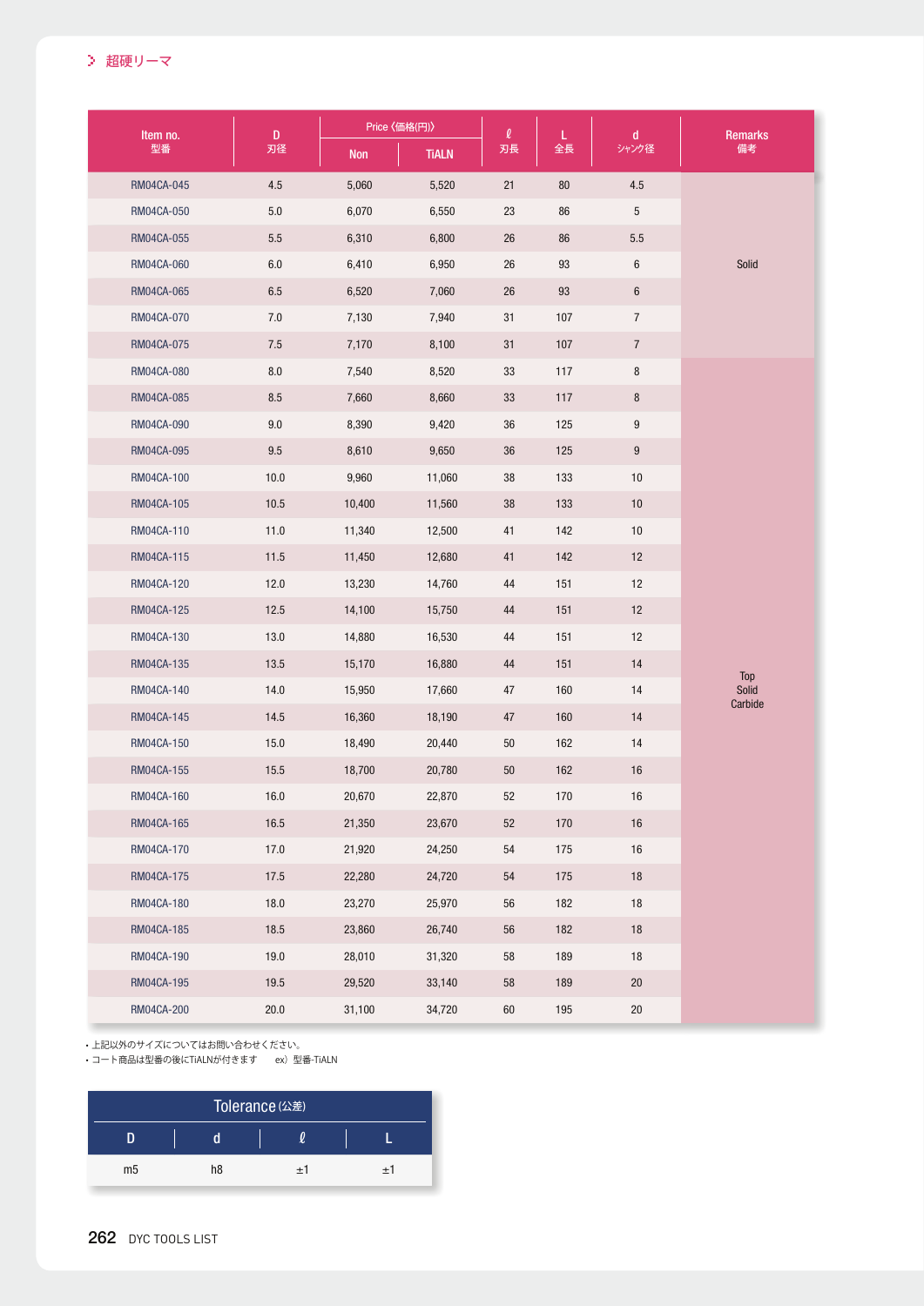## 超硬リーマ

| Item no. 型番 | D 刃径 | Price（価格(円)） | | ℓ 刃長 | L 全長 | d シャンク径 | Remarks 備考 |
|---|---|---|---|---|---|---|---|
| | | Non | TiALN | | | | |
| RM04CA-045 | 4.5 | 5,060 | 5,520 | 21 | 80 | 4.5 | Solid |
| RM04CA-050 | 5.0 | 6,070 | 6,550 | 23 | 86 | 5 | |
| RM04CA-055 | 5.5 | 6,310 | 6,800 | 26 | 86 | 5.5 | |
| RM04CA-060 | 6.0 | 6,410 | 6,950 | 26 | 93 | 6 | |
| RM04CA-065 | 6.5 | 6,520 | 7,060 | 26 | 93 | 6 | |
| RM04CA-070 | 7.0 | 7,130 | 7,940 | 31 | 107 | 7 | |
| RM04CA-075 | 7.5 | 7,170 | 8,100 | 31 | 107 | 7 | |
| RM04CA-080 | 8.0 | 7,540 | 8,520 | 33 | 117 | 8 | Top Solid Carbide |
| RM04CA-085 | 8.5 | 7,660 | 8,660 | 33 | 117 | 8 | |
| RM04CA-090 | 9.0 | 8,390 | 9,420 | 36 | 125 | 9 | |
| RM04CA-095 | 9.5 | 8,610 | 9,650 | 36 | 125 | 9 | |
| RM04CA-100 | 10.0 | 9,960 | 11,060 | 38 | 133 | 10 | |
| RM04CA-105 | 10.5 | 10,400 | 11,560 | 38 | 133 | 10 | |
| RM04CA-110 | 11.0 | 11,340 | 12,500 | 41 | 142 | 10 | |
| RM04CA-115 | 11.5 | 11,450 | 12,680 | 41 | 142 | 12 | |
| RM04CA-120 | 12.0 | 13,230 | 14,760 | 44 | 151 | 12 | |
| RM04CA-125 | 12.5 | 14,100 | 15,750 | 44 | 151 | 12 | |
| RM04CA-130 | 13.0 | 14,880 | 16,530 | 44 | 151 | 12 | |
| RM04CA-135 | 13.5 | 15,170 | 16,880 | 44 | 151 | 14 | |
| RM04CA-140 | 14.0 | 15,950 | 17,660 | 47 | 160 | 14 | |
| RM04CA-145 | 14.5 | 16,360 | 18,190 | 47 | 160 | 14 | |
| RM04CA-150 | 15.0 | 18,490 | 20,440 | 50 | 162 | 14 | |
| RM04CA-155 | 15.5 | 18,700 | 20,780 | 50 | 162 | 16 | |
| RM04CA-160 | 16.0 | 20,670 | 22,870 | 52 | 170 | 16 | |
| RM04CA-165 | 16.5 | 21,350 | 23,670 | 52 | 170 | 16 | |
| RM04CA-170 | 17.0 | 21,920 | 24,250 | 54 | 175 | 16 | |
| RM04CA-175 | 17.5 | 22,280 | 24,720 | 54 | 175 | 18 | |
| RM04CA-180 | 18.0 | 23,270 | 25,970 | 56 | 182 | 18 | |
| RM04CA-185 | 18.5 | 23,860 | 26,740 | 56 | 182 | 18 | |
| RM04CA-190 | 19.0 | 28,010 | 31,320 | 58 | 189 | 18 | |
| RM04CA-195 | 19.5 | 29,520 | 33,140 | 58 | 189 | 20 | |
| RM04CA-200 | 20.0 | 31,100 | 34,720 | 60 | 195 | 20 | |

- 上記以外のサイズについてはお問い合わせください。
- コート商品は型番の後にTiALNが付きます　ex）型番-TiALN

**Tolerance**（公差）

| D | d | ℓ | L |
|---|---|---|---|
| m5 | h8 | ±1 | ±1 |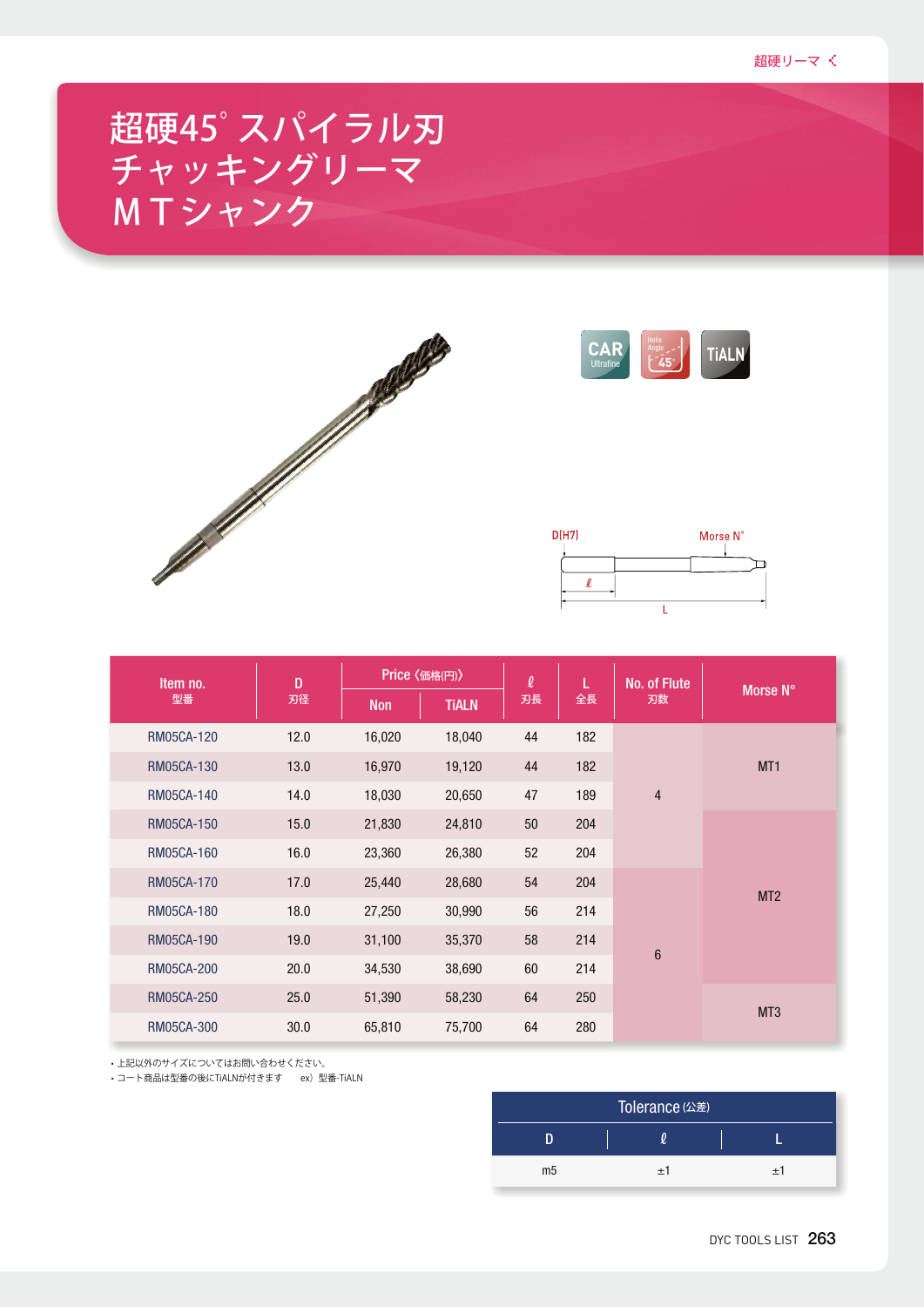# 超硬45°スパイラル刃チャッキングリーマ MTシャンク

CAR Ultrafine | Helix Angle 45° | TiALN

D(H7) | Morse N° | ℓ | L

| Item no. 型番 | D 刃径 | Price〈価格(円)〉 | | ℓ 刃長 | L 全長 | No. of Flute 刃数 | Morse N° |
|---|---|---|---|---|---|---|---|
| | | Non | TiALN | | | | |
| RM05CA-120 | 12.0 | 16,020 | 18,040 | 44 | 182 | 4 | MT1 |
| RM05CA-130 | 13.0 | 16,970 | 19,120 | 44 | 182 | 4 | MT1 |
| RM05CA-140 | 14.0 | 18,030 | 20,650 | 47 | 189 | 4 | MT1 |
| RM05CA-150 | 15.0 | 21,830 | 24,810 | 50 | 204 | 4 | MT2 |
| RM05CA-160 | 16.0 | 23,360 | 26,380 | 52 | 204 | 4 | MT2 |
| RM05CA-170 | 17.0 | 25,440 | 28,680 | 54 | 204 | 6 | MT2 |
| RM05CA-180 | 18.0 | 27,250 | 30,990 | 56 | 214 | 6 | MT2 |
| RM05CA-190 | 19.0 | 31,100 | 35,370 | 58 | 214 | 6 | MT2 |
| RM05CA-200 | 20.0 | 34,530 | 38,690 | 60 | 214 | 6 | MT2 |
| RM05CA-250 | 25.0 | 51,390 | 58,230 | 64 | 250 | 6 | MT3 |
| RM05CA-300 | 30.0 | 65,810 | 75,700 | 64 | 280 | 6 | MT3 |

- 上記以外のサイズについてはお問い合わせください。
- コート商品は型番の後にTiALNが付きます　ex）型番-TiALN

**Tolerance (公差)**

| D | ℓ | L |
|---|---|---|
| m5 | ±1 | ±1 |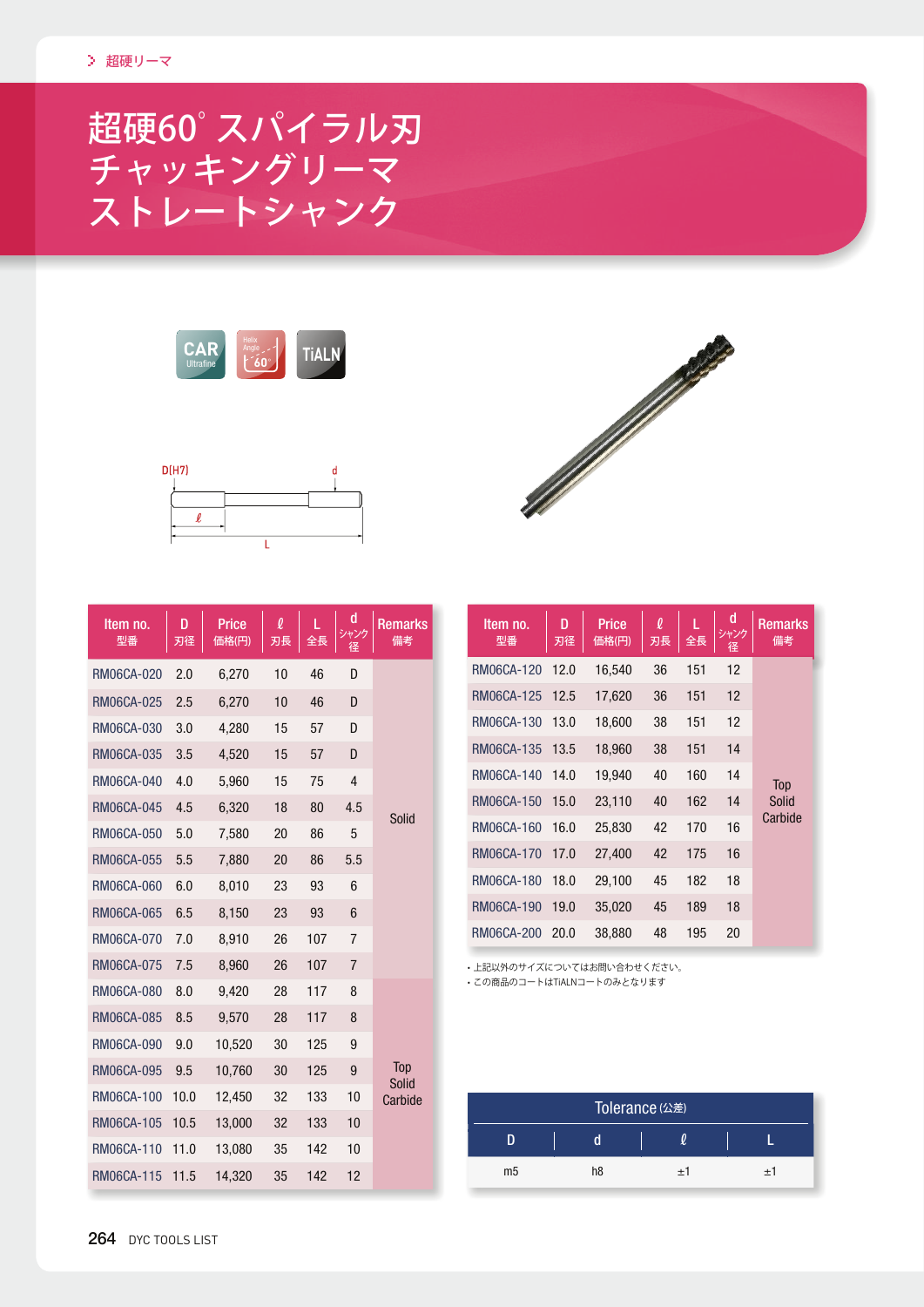超硬リーマ

# 超硬60°スパイラル刃 チャッキングリーマ ストレートシャンク

CAR Ultrafine　Helix Angle 60°　TiALN

D(H7)　d　ℓ　L

| Item no. 型番 | D 刃径 | Price 価格(円) | ℓ 刃長 | L 全長 | d シャンク径 | Remarks 備考 |
|---|---|---|---|---|---|---|
| RM06CA-020 | 2.0 | 6,270 | 10 | 46 | D | Solid |
| RM06CA-025 | 2.5 | 6,270 | 10 | 46 | D | Solid |
| RM06CA-030 | 3.0 | 4,280 | 15 | 57 | D | Solid |
| RM06CA-035 | 3.5 | 4,520 | 15 | 57 | D | Solid |
| RM06CA-040 | 4.0 | 5,960 | 15 | 75 | 4 | Solid |
| RM06CA-045 | 4.5 | 6,320 | 18 | 80 | 4.5 | Solid |
| RM06CA-050 | 5.0 | 7,580 | 20 | 86 | 5 | Solid |
| RM06CA-055 | 5.5 | 7,880 | 20 | 86 | 5.5 | Solid |
| RM06CA-060 | 6.0 | 8,010 | 23 | 93 | 6 | Solid |
| RM06CA-065 | 6.5 | 8,150 | 23 | 93 | 6 | Solid |
| RM06CA-070 | 7.0 | 8,910 | 26 | 107 | 7 | Solid |
| RM06CA-075 | 7.5 | 8,960 | 26 | 107 | 7 | Solid |
| RM06CA-080 | 8.0 | 9,420 | 28 | 117 | 8 | Top Solid Carbide |
| RM06CA-085 | 8.5 | 9,570 | 28 | 117 | 8 | Top Solid Carbide |
| RM06CA-090 | 9.0 | 10,520 | 30 | 125 | 9 | Top Solid Carbide |
| RM06CA-095 | 9.5 | 10,760 | 30 | 125 | 9 | Top Solid Carbide |
| RM06CA-100 | 10.0 | 12,450 | 32 | 133 | 10 | Top Solid Carbide |
| RM06CA-105 | 10.5 | 13,000 | 32 | 133 | 10 | Top Solid Carbide |
| RM06CA-110 | 11.0 | 13,080 | 35 | 142 | 10 | Top Solid Carbide |
| RM06CA-115 | 11.5 | 14,320 | 35 | 142 | 12 | Top Solid Carbide |

| Item no. 型番 | D 刃径 | Price 価格(円) | ℓ 刃長 | L 全長 | d シャンク径 | Remarks 備考 |
|---|---|---|---|---|---|---|
| RM06CA-120 | 12.0 | 16,540 | 36 | 151 | 12 | Top Solid Carbide |
| RM06CA-125 | 12.5 | 17,620 | 36 | 151 | 12 | Top Solid Carbide |
| RM06CA-130 | 13.0 | 18,600 | 38 | 151 | 12 | Top Solid Carbide |
| RM06CA-135 | 13.5 | 18,960 | 38 | 151 | 14 | Top Solid Carbide |
| RM06CA-140 | 14.0 | 19,940 | 40 | 160 | 14 | Top Solid Carbide |
| RM06CA-150 | 15.0 | 23,110 | 40 | 162 | 14 | Top Solid Carbide |
| RM06CA-160 | 16.0 | 25,830 | 42 | 170 | 16 | Top Solid Carbide |
| RM06CA-170 | 17.0 | 27,400 | 42 | 175 | 16 | Top Solid Carbide |
| RM06CA-180 | 18.0 | 29,100 | 45 | 182 | 18 | Top Solid Carbide |
| RM06CA-190 | 19.0 | 35,020 | 45 | 189 | 18 | Top Solid Carbide |
| RM06CA-200 | 20.0 | 38,880 | 48 | 195 | 20 | Top Solid Carbide |

- 上記以外のサイズについてはお問い合わせください。
- この商品のコートはTiALNコートのみとなります

**Tolerance (公差)**

| D | d | ℓ | L |
|---|---|---|---|
| m5 | h8 | ±1 | ±1 |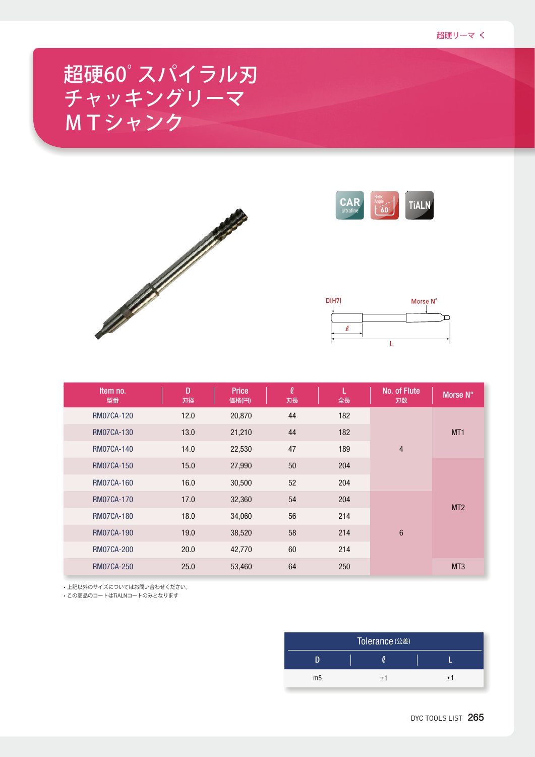# 超硬60° スパイラル刃 チャッキングリーマ ＭＴシャンク

CAR Ultrafine / Helix Angle 60° / TiALN

D(H7) / Morse N° / ℓ / L

| Item no. 型番 | D 刃径 | Price 価格(円) | ℓ 刃長 | L 全長 | No. of Flute 刃数 | Morse N° |
|---|---|---|---|---|---|---|
| RM07CA-120 | 12.0 | 20,870 | 44 | 182 | 4 | MT1 |
| RM07CA-130 | 13.0 | 21,210 | 44 | 182 | 4 | MT1 |
| RM07CA-140 | 14.0 | 22,530 | 47 | 189 | 4 | MT1 |
| RM07CA-150 | 15.0 | 27,990 | 50 | 204 | 4 | MT2 |
| RM07CA-160 | 16.0 | 30,500 | 52 | 204 | 4 | MT2 |
| RM07CA-170 | 17.0 | 32,360 | 54 | 204 | 6 | MT2 |
| RM07CA-180 | 18.0 | 34,060 | 56 | 214 | 6 | MT2 |
| RM07CA-190 | 19.0 | 38,520 | 58 | 214 | 6 | MT2 |
| RM07CA-200 | 20.0 | 42,770 | 60 | 214 | 6 | MT2 |
| RM07CA-250 | 25.0 | 53,460 | 64 | 250 | 6 | MT3 |

- 上記以外のサイズについてはお問い合わせください。
- この商品のコートはTiALNコートのみとなります

**Tolerance (公差)**

| D | ℓ | L |
|---|---|---|
| m5 | ±1 | ±1 |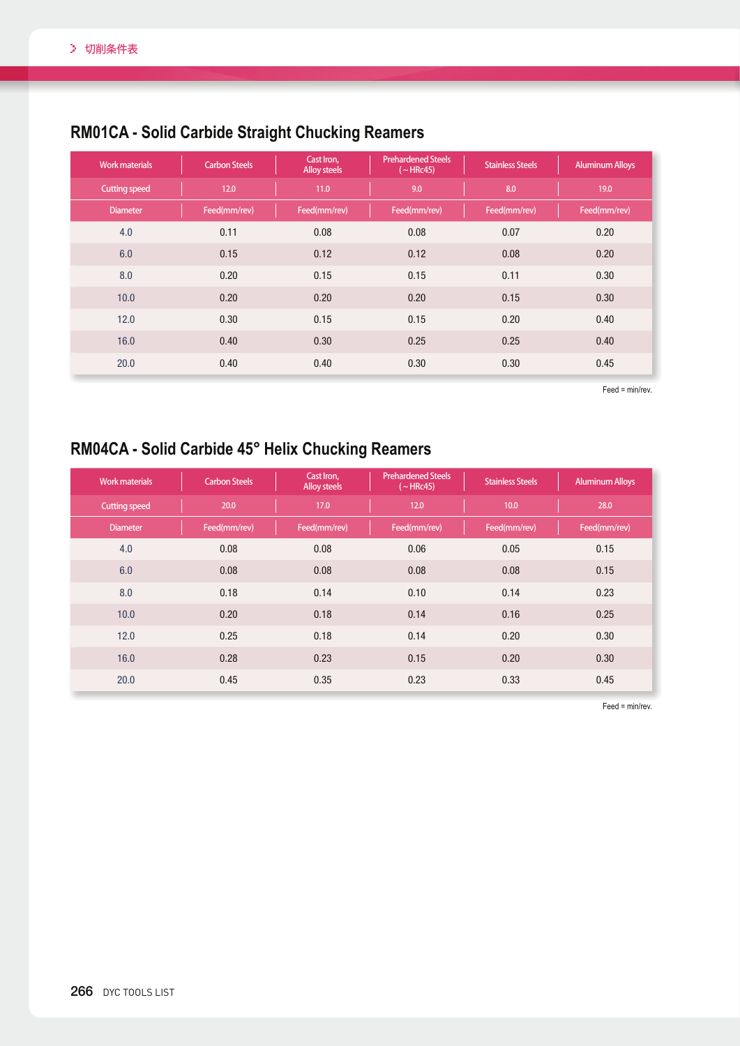## RM01CA - Solid Carbide Straight Chucking Reamers

| Work materials | Carbon Steels | Cast Iron, Alloy steels | Prehardened Steels (~HRc45) | Stainless Steels | Aluminum Alloys |
|---|---|---|---|---|---|
| Cutting speed | 12.0 | 11.0 | 9.0 | 8.0 | 19.0 |
| Diameter | Feed(mm/rev) | Feed(mm/rev) | Feed(mm/rev) | Feed(mm/rev) | Feed(mm/rev) |
| 4.0 | 0.11 | 0.08 | 0.08 | 0.07 | 0.20 |
| 6.0 | 0.15 | 0.12 | 0.12 | 0.08 | 0.20 |
| 8.0 | 0.20 | 0.15 | 0.15 | 0.11 | 0.30 |
| 10.0 | 0.20 | 0.20 | 0.20 | 0.15 | 0.30 |
| 12.0 | 0.30 | 0.15 | 0.15 | 0.20 | 0.40 |
| 16.0 | 0.40 | 0.30 | 0.25 | 0.25 | 0.40 |
| 20.0 | 0.40 | 0.40 | 0.30 | 0.30 | 0.45 |

Feed = min/rev.

## RM04CA - Solid Carbide 45° Helix Chucking Reamers

| Work materials | Carbon Steels | Cast Iron, Alloy steels | Prehardened Steels (~HRc45) | Stainless Steels | Aluminum Alloys |
|---|---|---|---|---|---|
| Cutting speed | 20.0 | 17.0 | 12.0 | 10.0 | 28.0 |
| Diameter | Feed(mm/rev) | Feed(mm/rev) | Feed(mm/rev) | Feed(mm/rev) | Feed(mm/rev) |
| 4.0 | 0.08 | 0.08 | 0.06 | 0.05 | 0.15 |
| 6.0 | 0.08 | 0.08 | 0.08 | 0.08 | 0.15 |
| 8.0 | 0.18 | 0.14 | 0.10 | 0.14 | 0.23 |
| 10.0 | 0.20 | 0.18 | 0.14 | 0.16 | 0.25 |
| 12.0 | 0.25 | 0.18 | 0.14 | 0.20 | 0.30 |
| 16.0 | 0.28 | 0.23 | 0.15 | 0.20 | 0.30 |
| 20.0 | 0.45 | 0.35 | 0.23 | 0.33 | 0.45 |

Feed = min/rev.